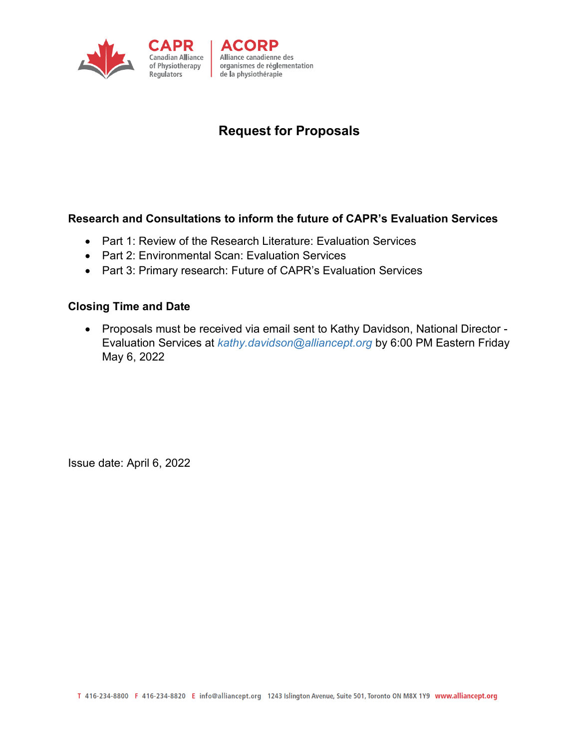CAPR | ACORP

Canadian Alliance of Physiotherapy Regulators | Alliance canadienne des organismes de réglementation de la physiothérapie

# Request for Proposals

## Research and Consultations to inform the future of CAPR's Evaluation Services

- Part 1: Review of the Research Literature: Evaluation Services
- Part 2: Environmental Scan: Evaluation Services
- Part 3: Primary research: Future of CAPR's Evaluation Services

## Closing Time and Date

- Proposals must be received via email sent to Kathy Davidson, National Director - Evaluation Services at *kathy.davidson@alliancept.org* by 6:00 PM Eastern Friday May 6, 2022

Issue date: April 6, 2022

T 416-234-8800 F 416-234-8820 E info@alliancept.org 1243 Islington Avenue, Suite 501, Toronto ON M8X 1Y9 www.alliancept.org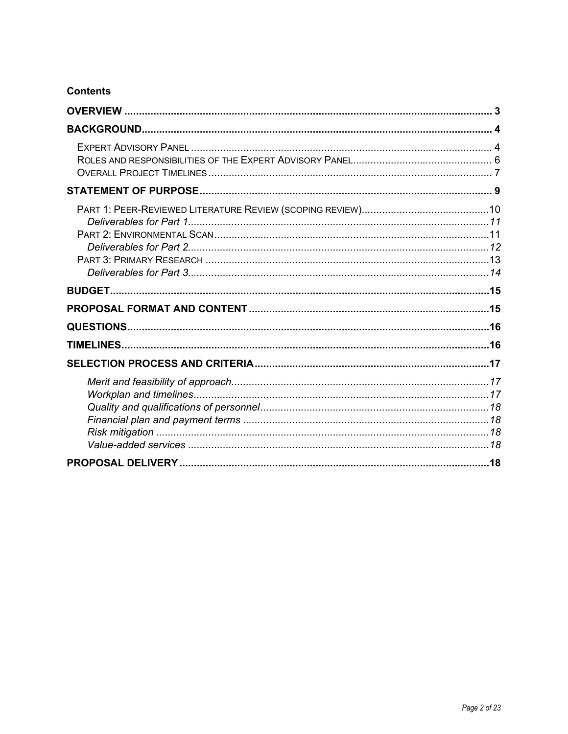**Contents**

| | |
|---|---|
| **OVERVIEW** | **3** |
| **BACKGROUND** | **4** |
| Expert Advisory Panel | 4 |
| Roles and responsibilities of the Expert Advisory Panel | 6 |
| Overall Project Timelines | 7 |
| **STATEMENT OF PURPOSE** | **9** |
| Part 1: Peer-Reviewed Literature Review (scoping review) | 10 |
| *Deliverables for Part 1* | *11* |
| Part 2: Environmental Scan | 11 |
| *Deliverables for Part 2* | *12* |
| Part 3: Primary Research | 13 |
| *Deliverables for Part 3* | *14* |
| **BUDGET** | **15** |
| **PROPOSAL FORMAT AND CONTENT** | **15** |
| **QUESTIONS** | **16** |
| **TIMELINES** | **16** |
| **SELECTION PROCESS AND CRITERIA** | **17** |
| *Merit and feasibility of approach* | *17* |
| *Workplan and timelines* | *17* |
| *Quality and qualifications of personnel* | *18* |
| *Financial plan and payment terms* | *18* |
| *Risk mitigation* | *18* |
| *Value-added services* | *18* |
| **PROPOSAL DELIVERY** | **18** |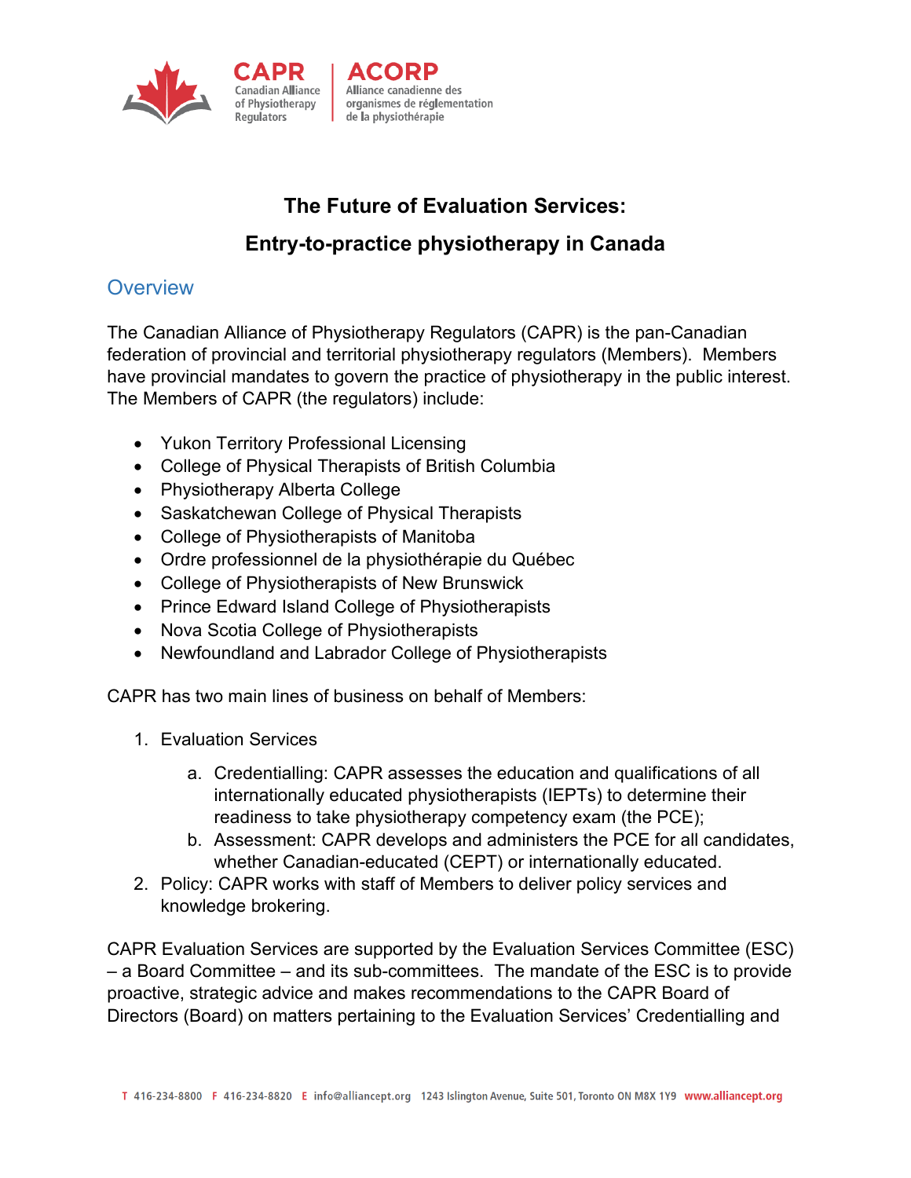# The Future of Evaluation Services:

# Entry-to-practice physiotherapy in Canada

## Overview

The Canadian Alliance of Physiotherapy Regulators (CAPR) is the pan-Canadian federation of provincial and territorial physiotherapy regulators (Members). Members have provincial mandates to govern the practice of physiotherapy in the public interest. The Members of CAPR (the regulators) include:

- Yukon Territory Professional Licensing
- College of Physical Therapists of British Columbia
- Physiotherapy Alberta College
- Saskatchewan College of Physical Therapists
- College of Physiotherapists of Manitoba
- Ordre professionnel de la physiothérapie du Québec
- College of Physiotherapists of New Brunswick
- Prince Edward Island College of Physiotherapists
- Nova Scotia College of Physiotherapists
- Newfoundland and Labrador College of Physiotherapists

CAPR has two main lines of business on behalf of Members:

1. Evaluation Services
   a. Credentialling: CAPR assesses the education and qualifications of all internationally educated physiotherapists (IEPTs) to determine their readiness to take physiotherapy competency exam (the PCE);
   b. Assessment: CAPR develops and administers the PCE for all candidates, whether Canadian-educated (CEPT) or internationally educated.
2. Policy: CAPR works with staff of Members to deliver policy services and knowledge brokering.

CAPR Evaluation Services are supported by the Evaluation Services Committee (ESC) – a Board Committee – and its sub-committees. The mandate of the ESC is to provide proactive, strategic advice and makes recommendations to the CAPR Board of Directors (Board) on matters pertaining to the Evaluation Services' Credentialling and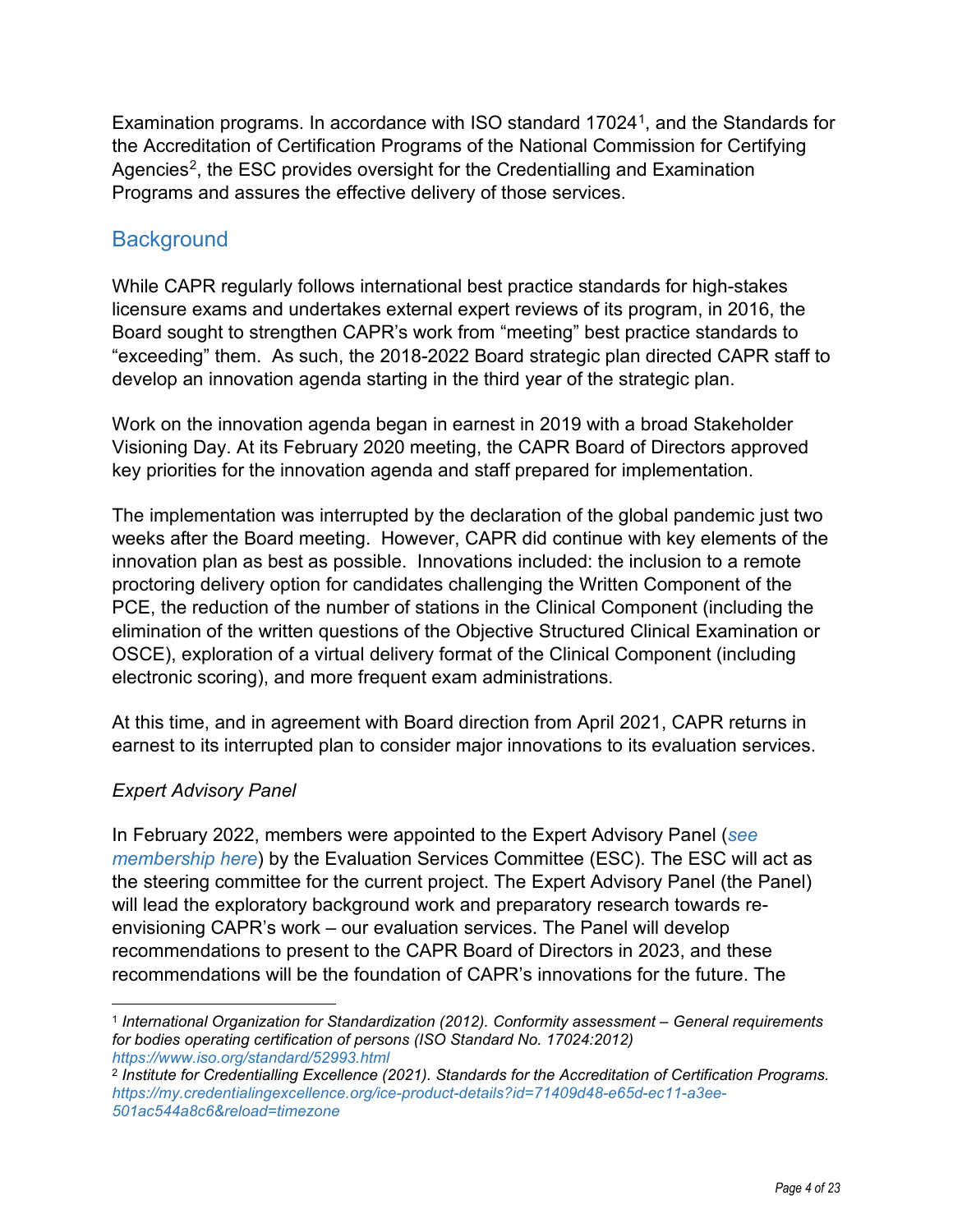Examination programs. In accordance with ISO standard 17024[1], and the Standards for the Accreditation of Certification Programs of the National Commission for Certifying Agencies[2], the ESC provides oversight for the Credentialling and Examination Programs and assures the effective delivery of those services.

## Background

While CAPR regularly follows international best practice standards for high-stakes licensure exams and undertakes external expert reviews of its program, in 2016, the Board sought to strengthen CAPR's work from "meeting" best practice standards to "exceeding" them. As such, the 2018-2022 Board strategic plan directed CAPR staff to develop an innovation agenda starting in the third year of the strategic plan.

Work on the innovation agenda began in earnest in 2019 with a broad Stakeholder Visioning Day. At its February 2020 meeting, the CAPR Board of Directors approved key priorities for the innovation agenda and staff prepared for implementation.

The implementation was interrupted by the declaration of the global pandemic just two weeks after the Board meeting. However, CAPR did continue with key elements of the innovation plan as best as possible. Innovations included: the inclusion to a remote proctoring delivery option for candidates challenging the Written Component of the PCE, the reduction of the number of stations in the Clinical Component (including the elimination of the written questions of the Objective Structured Clinical Examination or OSCE), exploration of a virtual delivery format of the Clinical Component (including electronic scoring), and more frequent exam administrations.

At this time, and in agreement with Board direction from April 2021, CAPR returns in earnest to its interrupted plan to consider major innovations to its evaluation services.

*Expert Advisory Panel*

In February 2022, members were appointed to the Expert Advisory Panel (*see membership here*) by the Evaluation Services Committee (ESC). The ESC will act as the steering committee for the current project. The Expert Advisory Panel (the Panel) will lead the exploratory background work and preparatory research towards re-envisioning CAPR's work – our evaluation services. The Panel will develop recommendations to present to the CAPR Board of Directors in 2023, and these recommendations will be the foundation of CAPR's innovations for the future. The

---

[1] *International Organization for Standardization (2012). Conformity assessment – General requirements for bodies operating certification of persons (ISO Standard No. 17024:2012)* *https://www.iso.org/standard/52993.html*

[2] *Institute for Credentialling Excellence (2021). Standards for the Accreditation of Certification Programs.* *https://my.credentialingexcellence.org/ice-product-details?id=71409d48-e65d-ec11-a3ee-501ac544a8c6&reload=timezone*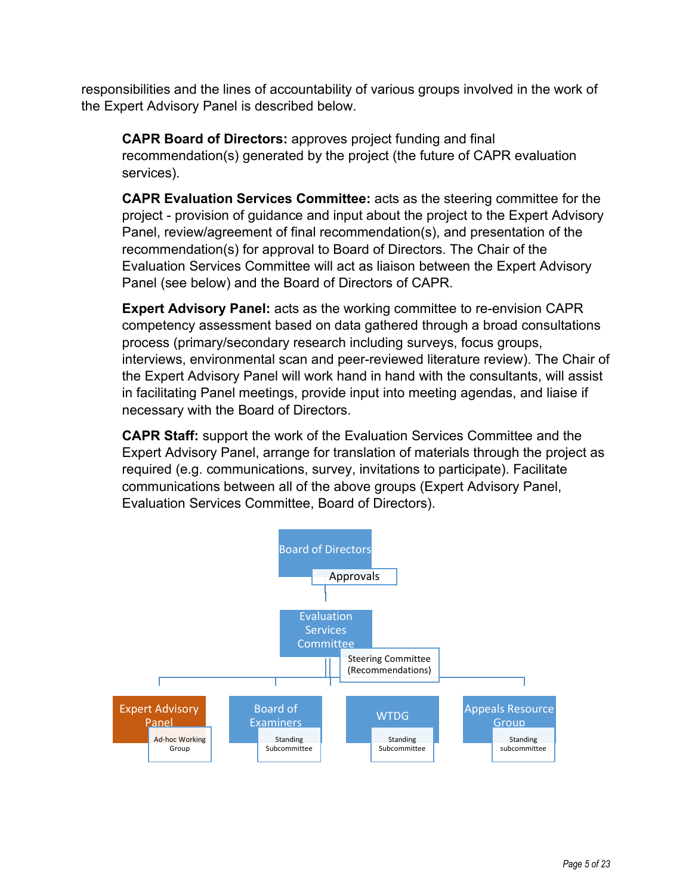responsibilities and the lines of accountability of various groups involved in the work of the Expert Advisory Panel is described below.

**CAPR Board of Directors:** approves project funding and final recommendation(s) generated by the project (the future of CAPR evaluation services).

**CAPR Evaluation Services Committee:** acts as the steering committee for the project - provision of guidance and input about the project to the Expert Advisory Panel, review/agreement of final recommendation(s), and presentation of the recommendation(s) for approval to Board of Directors. The Chair of the Evaluation Services Committee will act as liaison between the Expert Advisory Panel (see below) and the Board of Directors of CAPR.

**Expert Advisory Panel:** acts as the working committee to re-envision CAPR competency assessment based on data gathered through a broad consultations process (primary/secondary research including surveys, focus groups, interviews, environmental scan and peer-reviewed literature review). The Chair of the Expert Advisory Panel will work hand in hand with the consultants, will assist in facilitating Panel meetings, provide input into meeting agendas, and liaise if necessary with the Board of Directors.

**CAPR Staff:** support the work of the Evaluation Services Committee and the Expert Advisory Panel, arrange for translation of materials through the project as required (e.g. communications, survey, invitations to participate). Facilitate communications between all of the above groups (Expert Advisory Panel, Evaluation Services Committee, Board of Directors).

- Board of Directors (Approvals)
  - Evaluation Services Committee (Steering Committee (Recommendations))
    - Expert Advisory Panel (Ad-hoc Working Group)
    - Board of Examiners (Standing Subcommittee)
    - WTDG (Standing Subcommittee)
    - Appeals Resource Group (Standing subcommittee)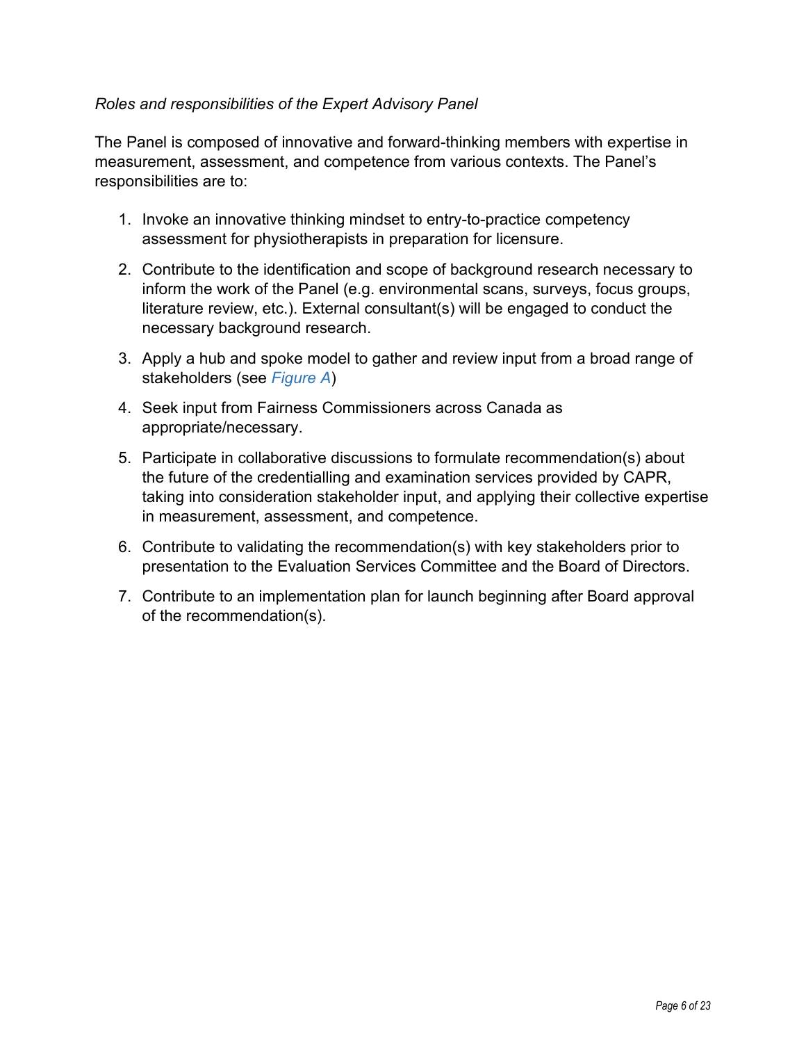*Roles and responsibilities of the Expert Advisory Panel*

The Panel is composed of innovative and forward-thinking members with expertise in measurement, assessment, and competence from various contexts. The Panel's responsibilities are to:

1. Invoke an innovative thinking mindset to entry-to-practice competency assessment for physiotherapists in preparation for licensure.
2. Contribute to the identification and scope of background research necessary to inform the work of the Panel (e.g. environmental scans, surveys, focus groups, literature review, etc.). External consultant(s) will be engaged to conduct the necessary background research.
3. Apply a hub and spoke model to gather and review input from a broad range of stakeholders (see *Figure A*)
4. Seek input from Fairness Commissioners across Canada as appropriate/necessary.
5. Participate in collaborative discussions to formulate recommendation(s) about the future of the credentialling and examination services provided by CAPR, taking into consideration stakeholder input, and applying their collective expertise in measurement, assessment, and competence.
6. Contribute to validating the recommendation(s) with key stakeholders prior to presentation to the Evaluation Services Committee and the Board of Directors.
7. Contribute to an implementation plan for launch beginning after Board approval of the recommendation(s).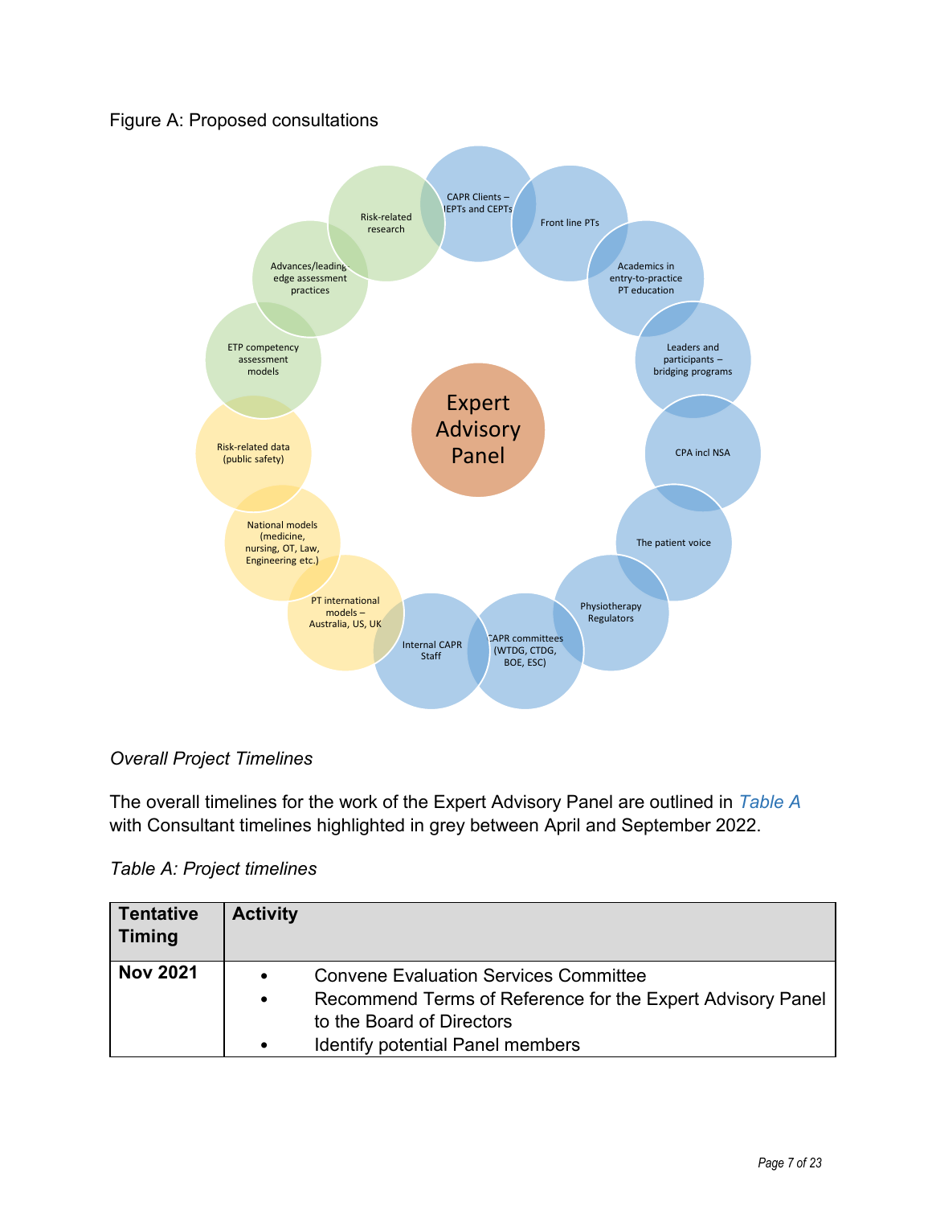Figure A: Proposed consultations

Expert Advisory Panel

CAPR Clients – IEPTs and CEPTs

Front line PTs

Academics in entry-to-practice PT education

Leaders and participants – bridging programs

CPA incl NSA

The patient voice

Physiotherapy Regulators

CAPR committees (WTDG, CTDG, BOE, ESC)

Internal CAPR Staff

PT international models – Australia, US, UK

National models (medicine, nursing, OT, Law, Engineering etc.)

Risk-related data (public safety)

ETP competency assessment models

Advances/leading-edge assessment practices

Risk-related research

*Overall Project Timelines*

The overall timelines for the work of the Expert Advisory Panel are outlined in *Table A* with Consultant timelines highlighted in grey between April and September 2022.

*Table A: Project timelines*

| Tentative Timing | Activity |
|---|---|
| **Nov 2021** | • Convene Evaluation Services Committee<br>• Recommend Terms of Reference for the Expert Advisory Panel to the Board of Directors<br>• Identify potential Panel members |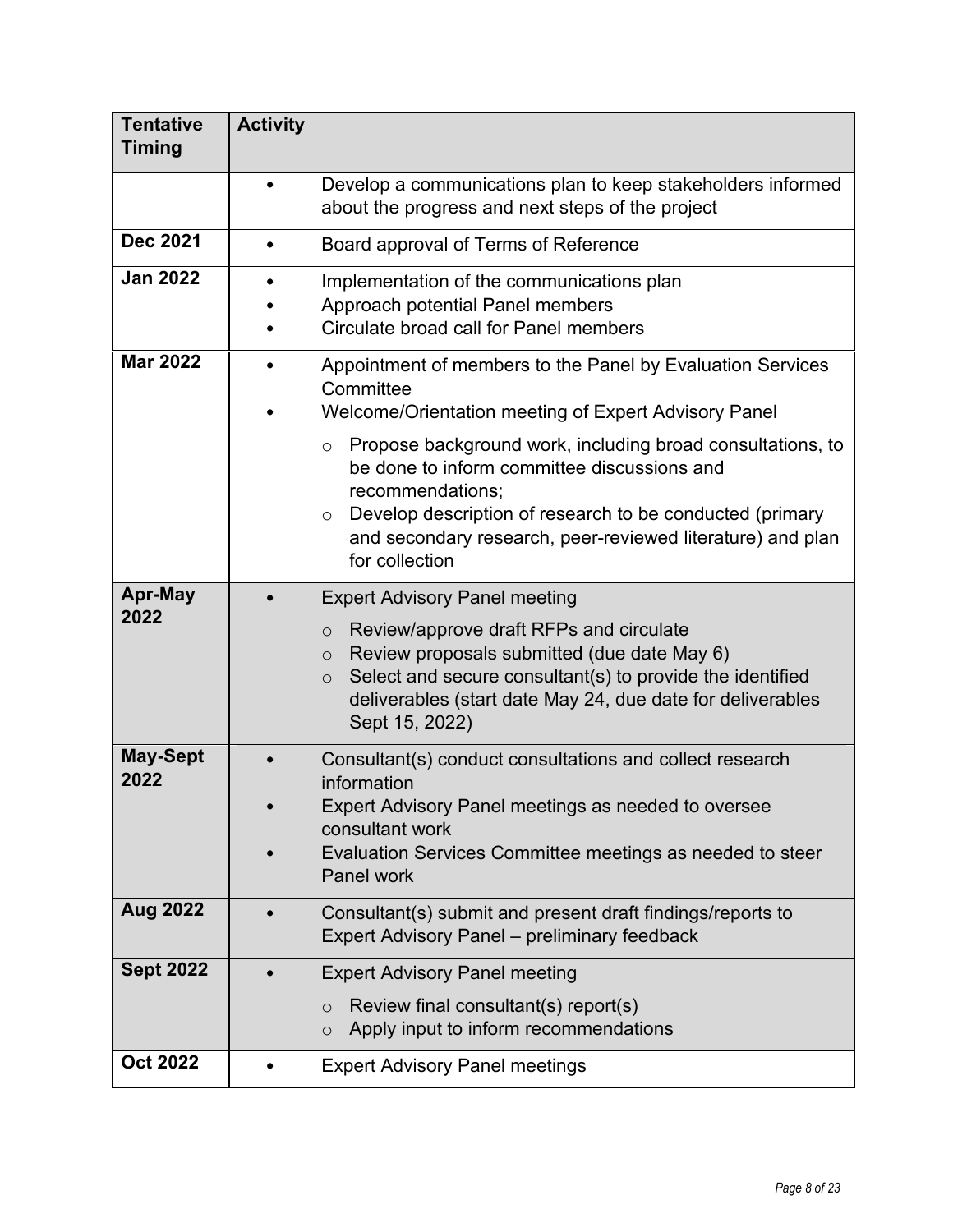| Tentative Timing | Activity |
| --- | --- |
| | • Develop a communications plan to keep stakeholders informed about the progress and next steps of the project |
| **Dec 2021** | • Board approval of Terms of Reference |
| **Jan 2022** | • Implementation of the communications plan<br>• Approach potential Panel members<br>• Circulate broad call for Panel members |
| **Mar 2022** | • Appointment of members to the Panel by Evaluation Services Committee<br>• Welcome/Orientation meeting of Expert Advisory Panel<br>&nbsp;&nbsp;&nbsp;&nbsp;○ Propose background work, including broad consultations, to be done to inform committee discussions and recommendations;<br>&nbsp;&nbsp;&nbsp;&nbsp;○ Develop description of research to be conducted (primary and secondary research, peer-reviewed literature) and plan for collection |
| **Apr-May 2022** | • Expert Advisory Panel meeting<br>&nbsp;&nbsp;&nbsp;&nbsp;○ Review/approve draft RFPs and circulate<br>&nbsp;&nbsp;&nbsp;&nbsp;○ Review proposals submitted (due date May 6)<br>&nbsp;&nbsp;&nbsp;&nbsp;○ Select and secure consultant(s) to provide the identified deliverables (start date May 24, due date for deliverables Sept 15, 2022) |
| **May-Sept 2022** | • Consultant(s) conduct consultations and collect research information<br>• Expert Advisory Panel meetings as needed to oversee consultant work<br>• Evaluation Services Committee meetings as needed to steer Panel work |
| **Aug 2022** | • Consultant(s) submit and present draft findings/reports to Expert Advisory Panel – preliminary feedback |
| **Sept 2022** | • Expert Advisory Panel meeting<br>&nbsp;&nbsp;&nbsp;&nbsp;○ Review final consultant(s) report(s)<br>&nbsp;&nbsp;&nbsp;&nbsp;○ Apply input to inform recommendations |
| **Oct 2022** | • Expert Advisory Panel meetings |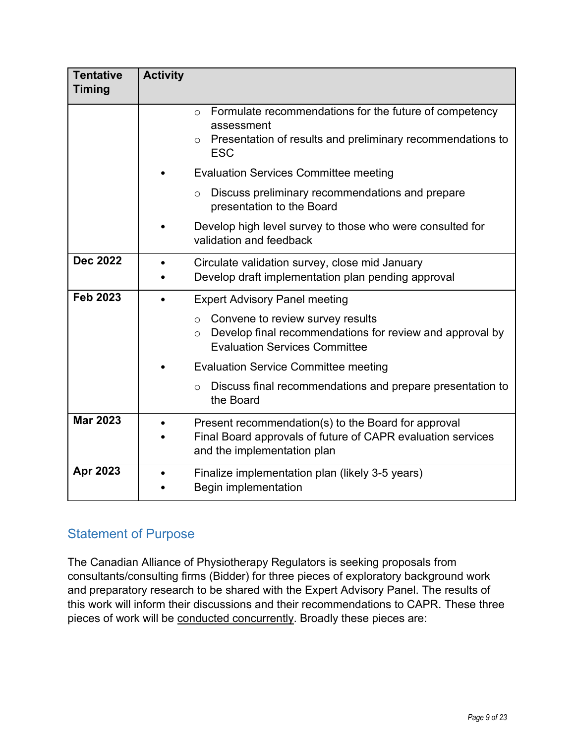| Tentative Timing | Activity |
|---|---|
| | ○ Formulate recommendations for the future of competency assessment<br>○ Presentation of results and preliminary recommendations to ESC<br>• Evaluation Services Committee meeting<br>○ Discuss preliminary recommendations and prepare presentation to the Board<br>• Develop high level survey to those who were consulted for validation and feedback |
| **Dec 2022** | • Circulate validation survey, close mid January<br>• Develop draft implementation plan pending approval |
| **Feb 2023** | • Expert Advisory Panel meeting<br>○ Convene to review survey results<br>○ Develop final recommendations for review and approval by Evaluation Services Committee<br>• Evaluation Service Committee meeting<br>○ Discuss final recommendations and prepare presentation to the Board |
| **Mar 2023** | • Present recommendation(s) to the Board for approval<br>• Final Board approvals of future of CAPR evaluation services and the implementation plan |
| **Apr 2023** | • Finalize implementation plan (likely 3-5 years)<br>• Begin implementation |

## Statement of Purpose

The Canadian Alliance of Physiotherapy Regulators is seeking proposals from consultants/consulting firms (Bidder) for three pieces of exploratory background work and preparatory research to be shared with the Expert Advisory Panel. The results of this work will inform their discussions and their recommendations to CAPR. These three pieces of work will be <u>conducted concurrently</u>. Broadly these pieces are: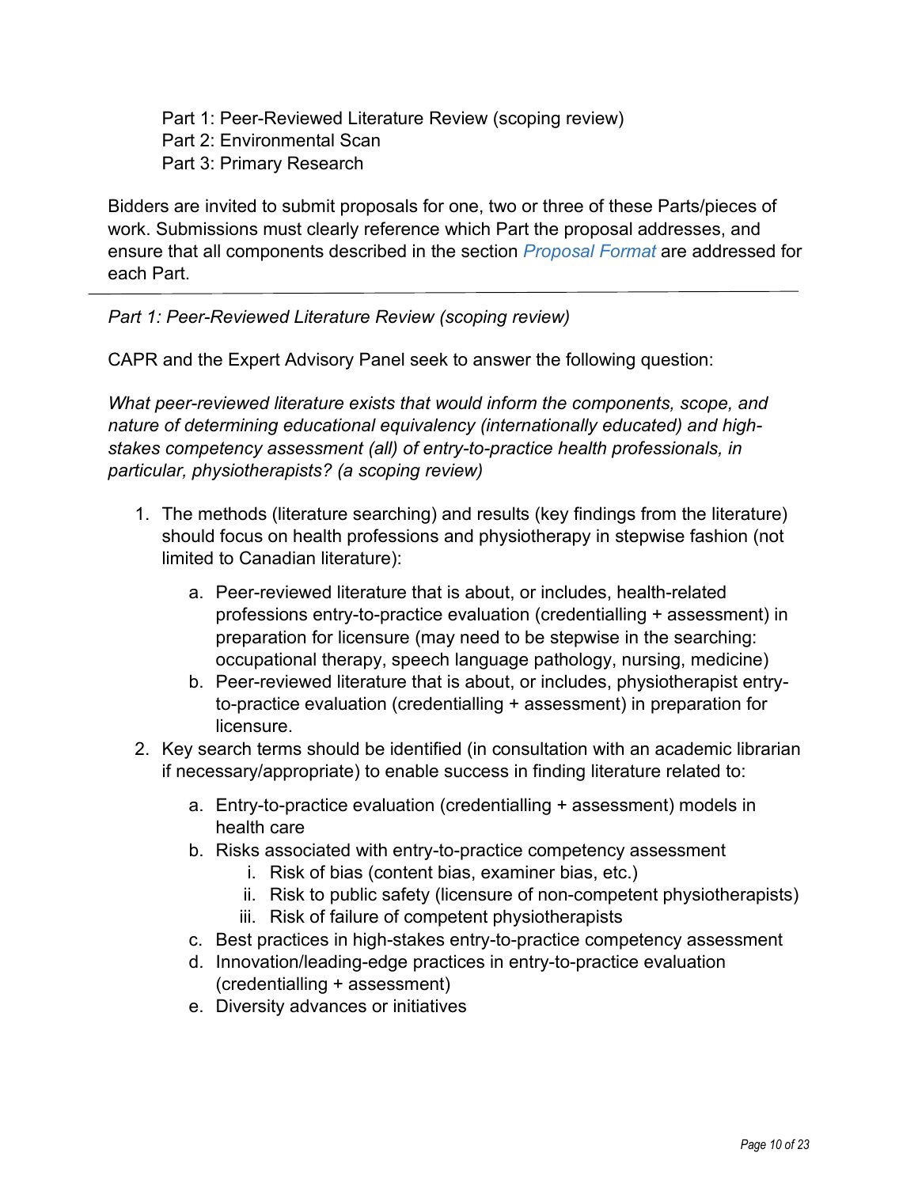Part 1: Peer-Reviewed Literature Review (scoping review)
Part 2: Environmental Scan
Part 3: Primary Research

Bidders are invited to submit proposals for one, two or three of these Parts/pieces of work. Submissions must clearly reference which Part the proposal addresses, and ensure that all components described in the section *Proposal Format* are addressed for each Part.

---

*Part 1: Peer-Reviewed Literature Review (scoping review)*

CAPR and the Expert Advisory Panel seek to answer the following question:

*What peer-reviewed literature exists that would inform the components, scope, and nature of determining educational equivalency (internationally educated) and high-stakes competency assessment (all) of entry-to-practice health professionals, in particular, physiotherapists? (a scoping review)*

1. The methods (literature searching) and results (key findings from the literature) should focus on health professions and physiotherapy in stepwise fashion (not limited to Canadian literature):
    a. Peer-reviewed literature that is about, or includes, health-related professions entry-to-practice evaluation (credentialling + assessment) in preparation for licensure (may need to be stepwise in the searching: occupational therapy, speech language pathology, nursing, medicine)
    b. Peer-reviewed literature that is about, or includes, physiotherapist entry-to-practice evaluation (credentialling + assessment) in preparation for licensure.
2. Key search terms should be identified (in consultation with an academic librarian if necessary/appropriate) to enable success in finding literature related to:
    a. Entry-to-practice evaluation (credentialling + assessment) models in health care
    b. Risks associated with entry-to-practice competency assessment
        i. Risk of bias (content bias, examiner bias, etc.)
        ii. Risk to public safety (licensure of non-competent physiotherapists)
        iii. Risk of failure of competent physiotherapists
    c. Best practices in high-stakes entry-to-practice competency assessment
    d. Innovation/leading-edge practices in entry-to-practice evaluation (credentialling + assessment)
    e. Diversity advances or initiatives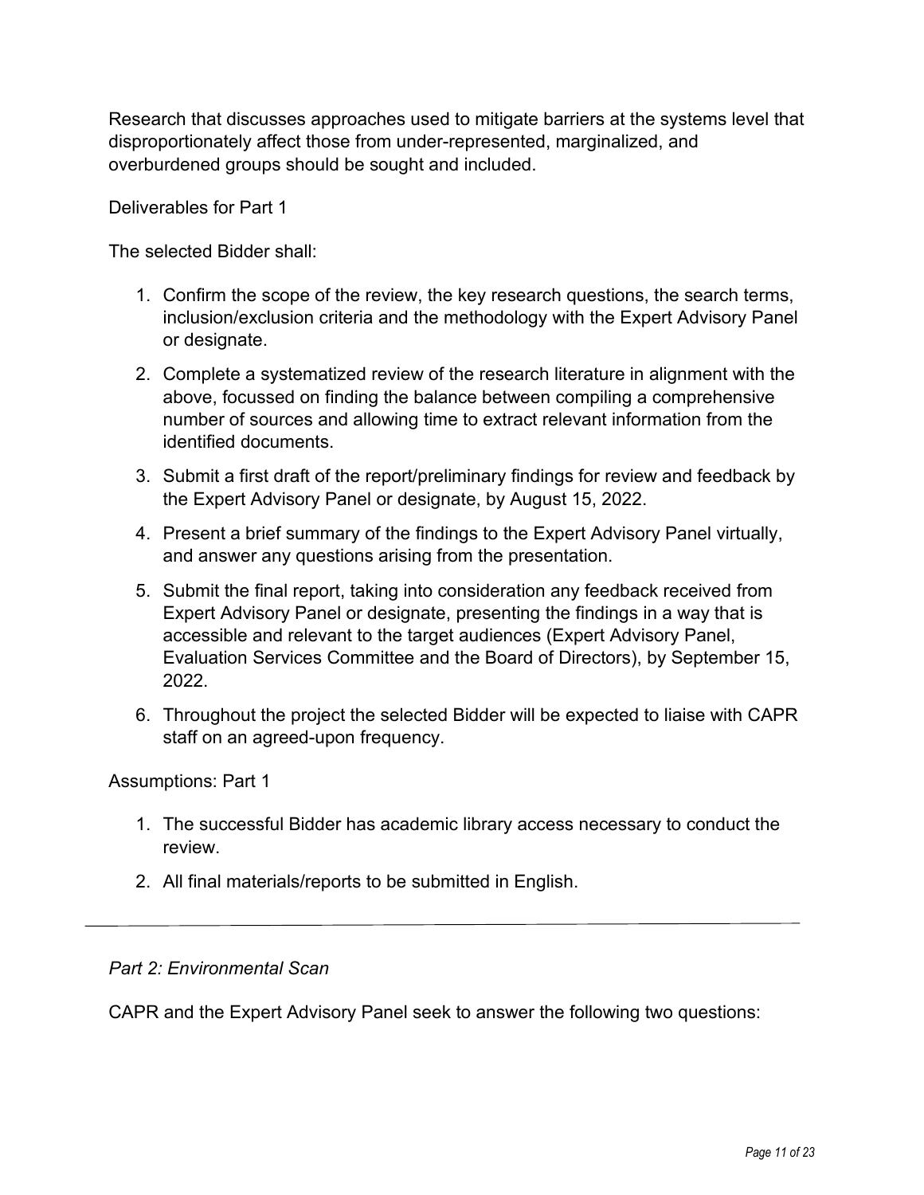Research that discusses approaches used to mitigate barriers at the systems level that disproportionately affect those from under-represented, marginalized, and overburdened groups should be sought and included.

Deliverables for Part 1

The selected Bidder shall:

1. Confirm the scope of the review, the key research questions, the search terms, inclusion/exclusion criteria and the methodology with the Expert Advisory Panel or designate.
2. Complete a systematized review of the research literature in alignment with the above, focussed on finding the balance between compiling a comprehensive number of sources and allowing time to extract relevant information from the identified documents.
3. Submit a first draft of the report/preliminary findings for review and feedback by the Expert Advisory Panel or designate, by August 15, 2022.
4. Present a brief summary of the findings to the Expert Advisory Panel virtually, and answer any questions arising from the presentation.
5. Submit the final report, taking into consideration any feedback received from Expert Advisory Panel or designate, presenting the findings in a way that is accessible and relevant to the target audiences (Expert Advisory Panel, Evaluation Services Committee and the Board of Directors), by September 15, 2022.
6. Throughout the project the selected Bidder will be expected to liaise with CAPR staff on an agreed-upon frequency.

Assumptions: Part 1

1. The successful Bidder has academic library access necessary to conduct the review.
2. All final materials/reports to be submitted in English.

---

*Part 2: Environmental Scan*

CAPR and the Expert Advisory Panel seek to answer the following two questions: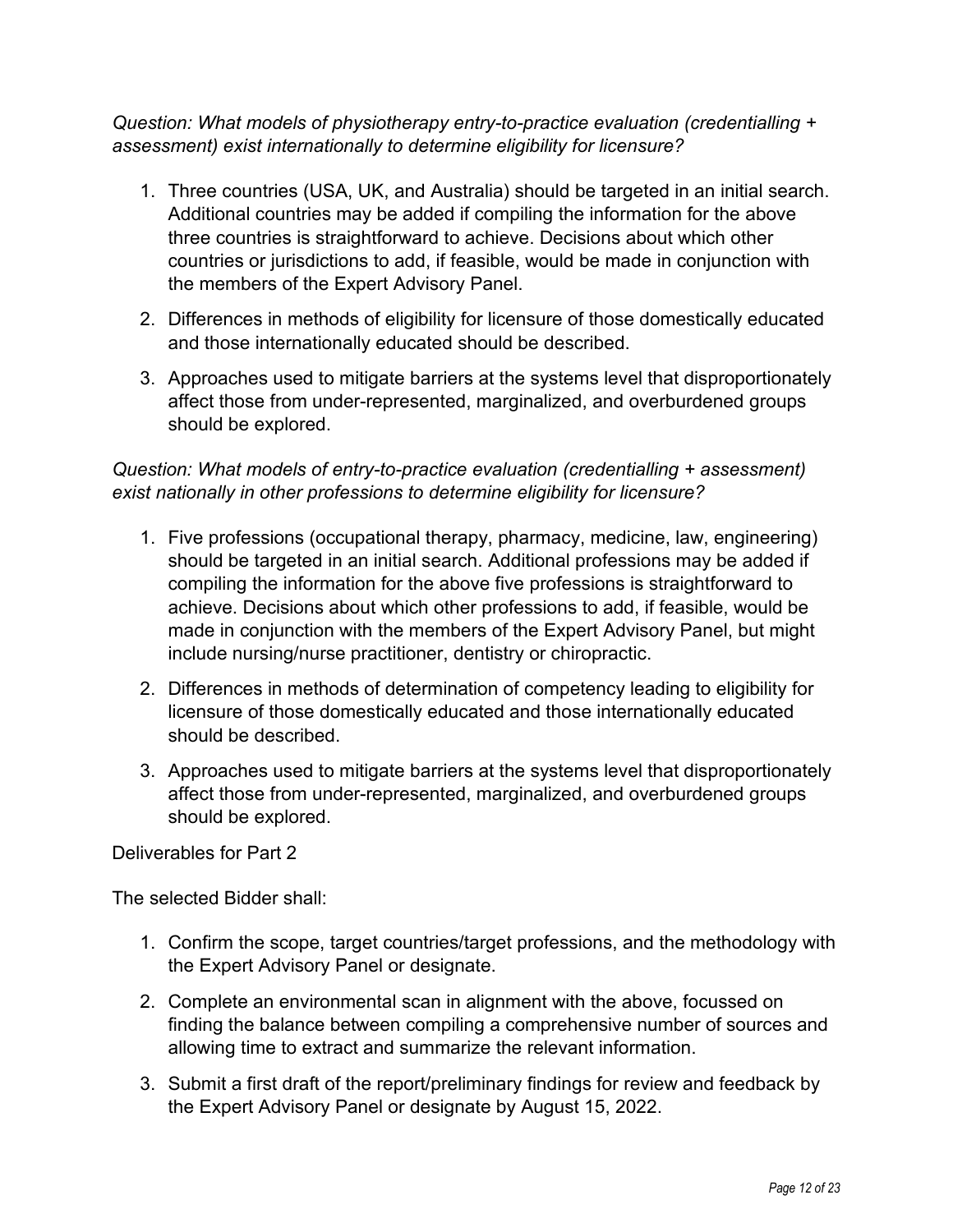*Question: What models of physiotherapy entry-to-practice evaluation (credentialling + assessment) exist internationally to determine eligibility for licensure?*

1. Three countries (USA, UK, and Australia) should be targeted in an initial search. Additional countries may be added if compiling the information for the above three countries is straightforward to achieve. Decisions about which other countries or jurisdictions to add, if feasible, would be made in conjunction with the members of the Expert Advisory Panel.
2. Differences in methods of eligibility for licensure of those domestically educated and those internationally educated should be described.
3. Approaches used to mitigate barriers at the systems level that disproportionately affect those from under-represented, marginalized, and overburdened groups should be explored.

*Question: What models of entry-to-practice evaluation (credentialling + assessment) exist nationally in other professions to determine eligibility for licensure?*

1. Five professions (occupational therapy, pharmacy, medicine, law, engineering) should be targeted in an initial search. Additional professions may be added if compiling the information for the above five professions is straightforward to achieve. Decisions about which other professions to add, if feasible, would be made in conjunction with the members of the Expert Advisory Panel, but might include nursing/nurse practitioner, dentistry or chiropractic.
2. Differences in methods of determination of competency leading to eligibility for licensure of those domestically educated and those internationally educated should be described.
3. Approaches used to mitigate barriers at the systems level that disproportionately affect those from under-represented, marginalized, and overburdened groups should be explored.

Deliverables for Part 2

The selected Bidder shall:

1. Confirm the scope, target countries/target professions, and the methodology with the Expert Advisory Panel or designate.
2. Complete an environmental scan in alignment with the above, focussed on finding the balance between compiling a comprehensive number of sources and allowing time to extract and summarize the relevant information.
3. Submit a first draft of the report/preliminary findings for review and feedback by the Expert Advisory Panel or designate by August 15, 2022.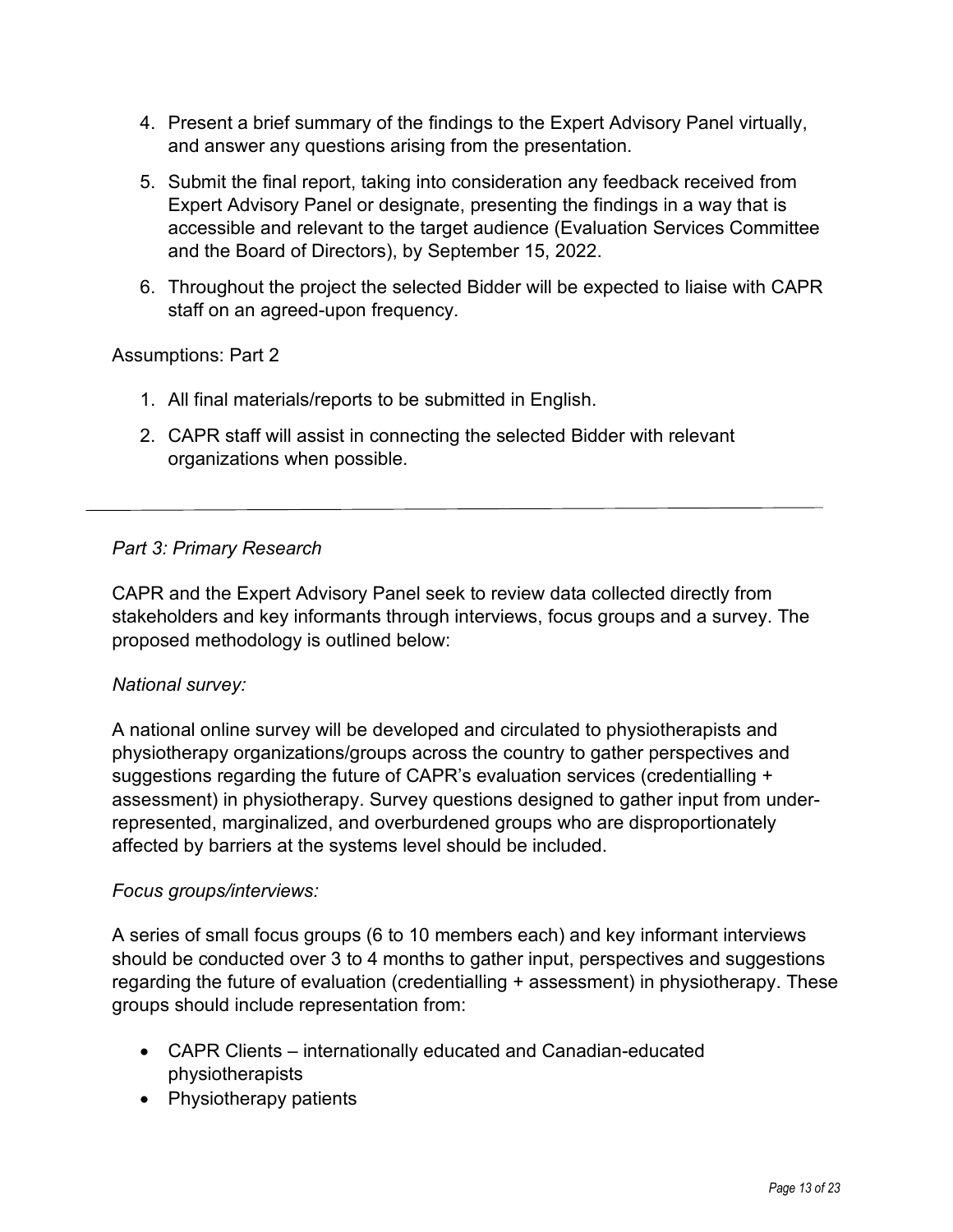4. Present a brief summary of the findings to the Expert Advisory Panel virtually, and answer any questions arising from the presentation.

5. Submit the final report, taking into consideration any feedback received from Expert Advisory Panel or designate, presenting the findings in a way that is accessible and relevant to the target audience (Evaluation Services Committee and the Board of Directors), by September 15, 2022.

6. Throughout the project the selected Bidder will be expected to liaise with CAPR staff on an agreed-upon frequency.

Assumptions: Part 2

1. All final materials/reports to be submitted in English.

2. CAPR staff will assist in connecting the selected Bidder with relevant organizations when possible.

---

*Part 3: Primary Research*

CAPR and the Expert Advisory Panel seek to review data collected directly from stakeholders and key informants through interviews, focus groups and a survey. The proposed methodology is outlined below:

*National survey:*

A national online survey will be developed and circulated to physiotherapists and physiotherapy organizations/groups across the country to gather perspectives and suggestions regarding the future of CAPR's evaluation services (credentialling + assessment) in physiotherapy. Survey questions designed to gather input from under-represented, marginalized, and overburdened groups who are disproportionately affected by barriers at the systems level should be included.

*Focus groups/interviews:*

A series of small focus groups (6 to 10 members each) and key informant interviews should be conducted over 3 to 4 months to gather input, perspectives and suggestions regarding the future of evaluation (credentialling + assessment) in physiotherapy. These groups should include representation from:

- CAPR Clients – internationally educated and Canadian-educated physiotherapists
- Physiotherapy patients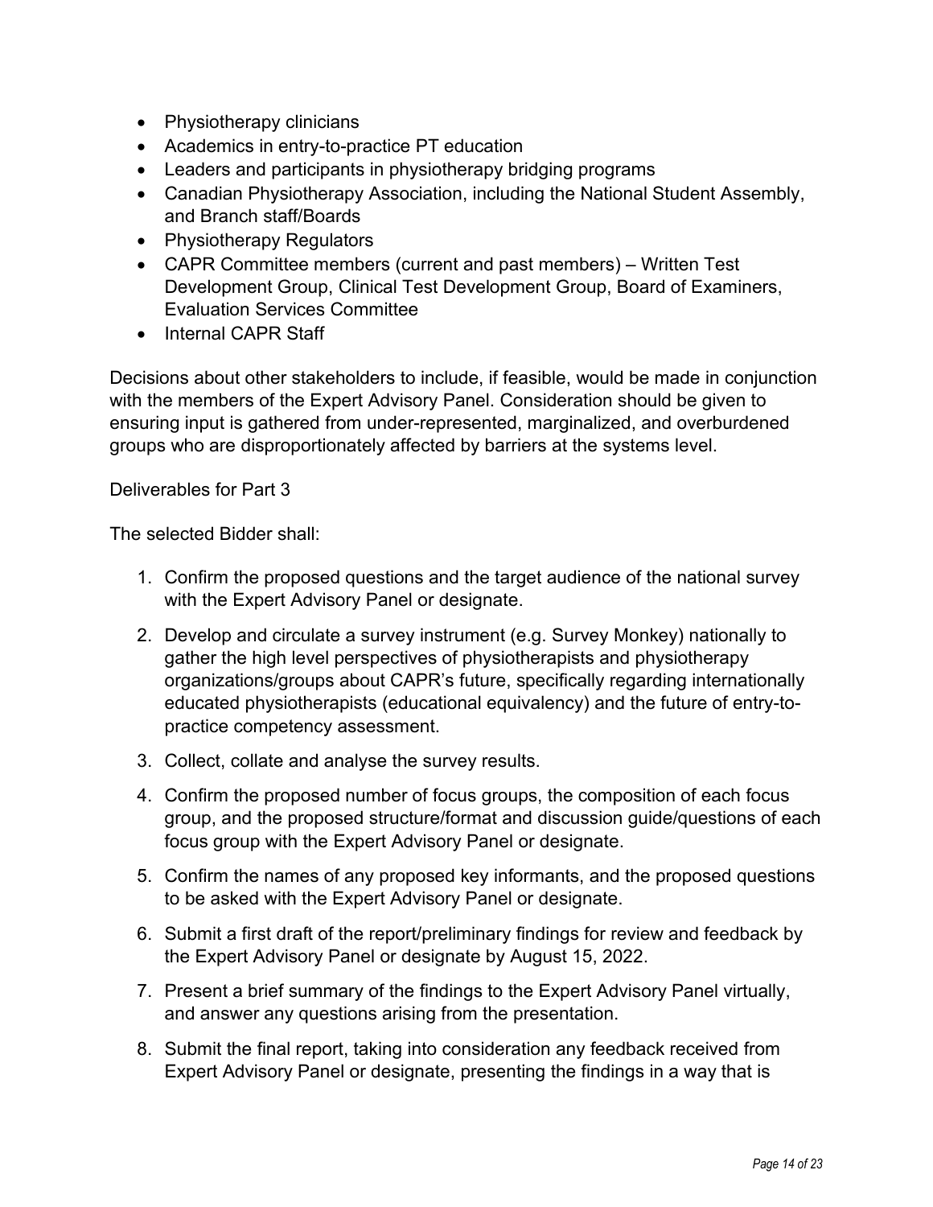- Physiotherapy clinicians
- Academics in entry-to-practice PT education
- Leaders and participants in physiotherapy bridging programs
- Canadian Physiotherapy Association, including the National Student Assembly, and Branch staff/Boards
- Physiotherapy Regulators
- CAPR Committee members (current and past members) – Written Test Development Group, Clinical Test Development Group, Board of Examiners, Evaluation Services Committee
- Internal CAPR Staff

Decisions about other stakeholders to include, if feasible, would be made in conjunction with the members of the Expert Advisory Panel. Consideration should be given to ensuring input is gathered from under-represented, marginalized, and overburdened groups who are disproportionately affected by barriers at the systems level.

Deliverables for Part 3

The selected Bidder shall:

1. Confirm the proposed questions and the target audience of the national survey with the Expert Advisory Panel or designate.
2. Develop and circulate a survey instrument (e.g. Survey Monkey) nationally to gather the high level perspectives of physiotherapists and physiotherapy organizations/groups about CAPR's future, specifically regarding internationally educated physiotherapists (educational equivalency) and the future of entry-to-practice competency assessment.
3. Collect, collate and analyse the survey results.
4. Confirm the proposed number of focus groups, the composition of each focus group, and the proposed structure/format and discussion guide/questions of each focus group with the Expert Advisory Panel or designate.
5. Confirm the names of any proposed key informants, and the proposed questions to be asked with the Expert Advisory Panel or designate.
6. Submit a first draft of the report/preliminary findings for review and feedback by the Expert Advisory Panel or designate by August 15, 2022.
7. Present a brief summary of the findings to the Expert Advisory Panel virtually, and answer any questions arising from the presentation.
8. Submit the final report, taking into consideration any feedback received from Expert Advisory Panel or designate, presenting the findings in a way that is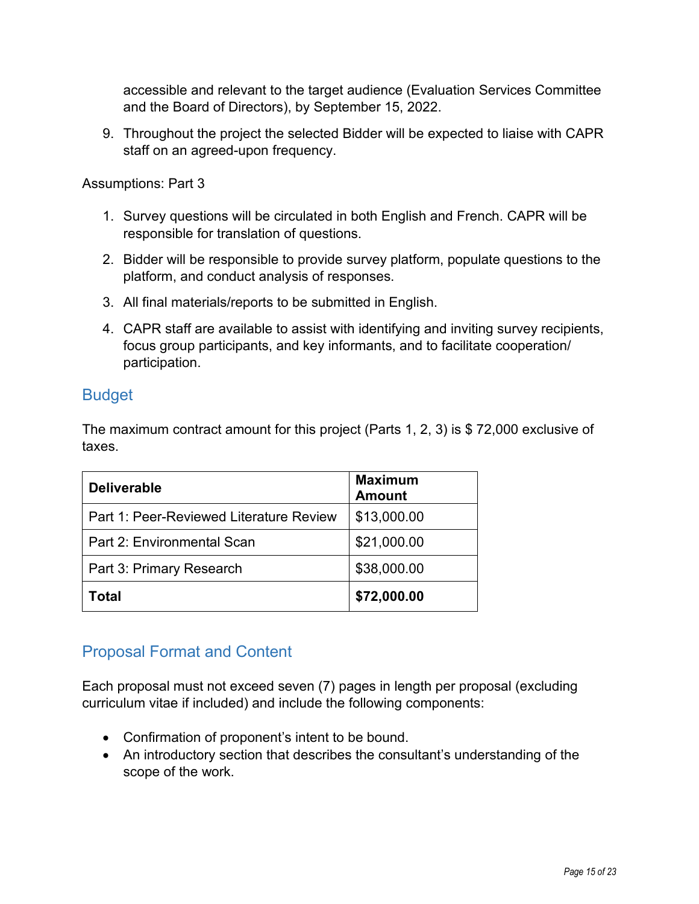accessible and relevant to the target audience (Evaluation Services Committee and the Board of Directors), by September 15, 2022.

9. Throughout the project the selected Bidder will be expected to liaise with CAPR staff on an agreed-upon frequency.

Assumptions: Part 3

1. Survey questions will be circulated in both English and French. CAPR will be responsible for translation of questions.
2. Bidder will be responsible to provide survey platform, populate questions to the platform, and conduct analysis of responses.
3. All final materials/reports to be submitted in English.
4. CAPR staff are available to assist with identifying and inviting survey recipients, focus group participants, and key informants, and to facilitate cooperation/ participation.

## Budget

The maximum contract amount for this project (Parts 1, 2, 3) is $ 72,000 exclusive of taxes.

| Deliverable | Maximum Amount |
|---|---|
| Part 1: Peer-Reviewed Literature Review | $13,000.00 |
| Part 2: Environmental Scan | $21,000.00 |
| Part 3: Primary Research | $38,000.00 |
| **Total** | **$72,000.00** |

## Proposal Format and Content

Each proposal must not exceed seven (7) pages in length per proposal (excluding curriculum vitae if included) and include the following components:

- Confirmation of proponent's intent to be bound.
- An introductory section that describes the consultant's understanding of the scope of the work.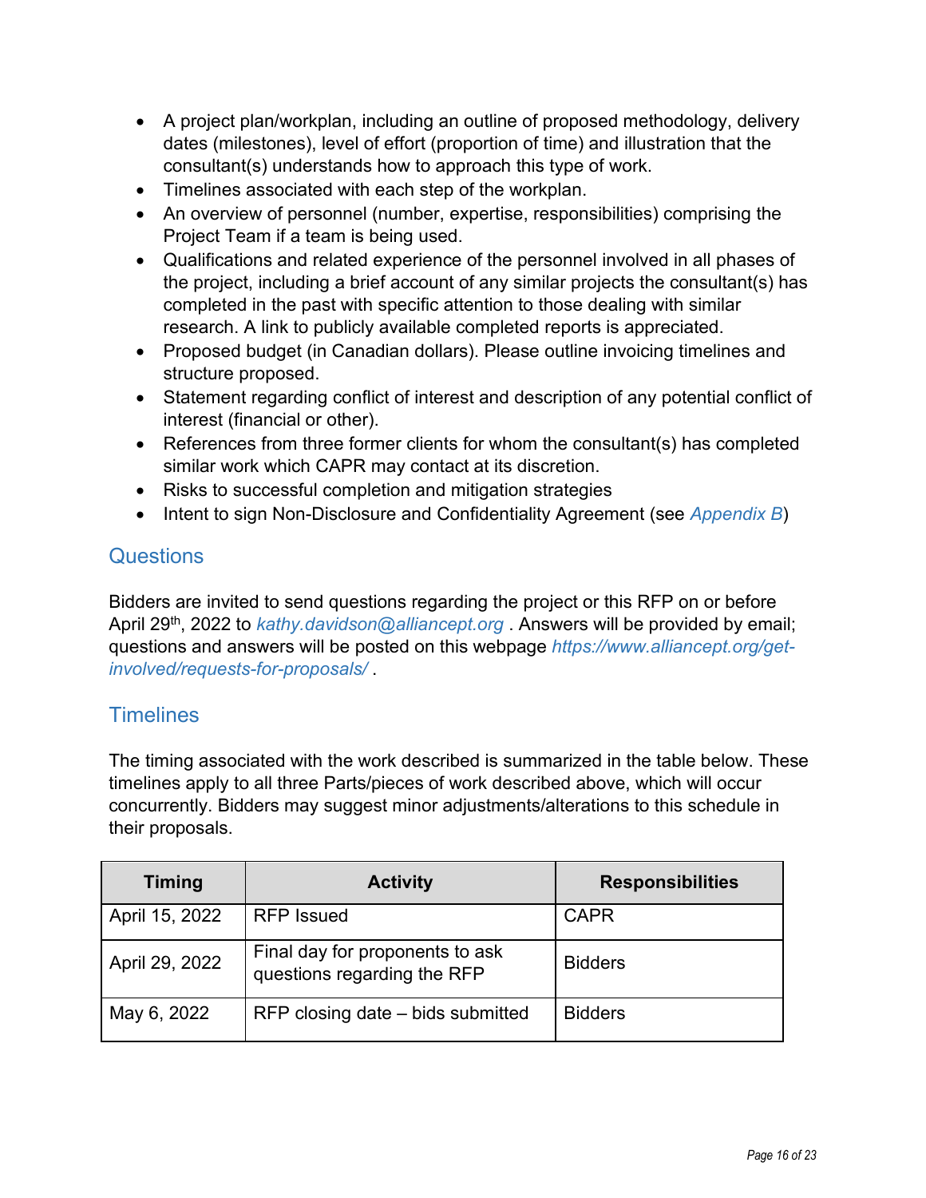- A project plan/workplan, including an outline of proposed methodology, delivery dates (milestones), level of effort (proportion of time) and illustration that the consultant(s) understands how to approach this type of work.
- Timelines associated with each step of the workplan.
- An overview of personnel (number, expertise, responsibilities) comprising the Project Team if a team is being used.
- Qualifications and related experience of the personnel involved in all phases of the project, including a brief account of any similar projects the consultant(s) has completed in the past with specific attention to those dealing with similar research. A link to publicly available completed reports is appreciated.
- Proposed budget (in Canadian dollars). Please outline invoicing timelines and structure proposed.
- Statement regarding conflict of interest and description of any potential conflict of interest (financial or other).
- References from three former clients for whom the consultant(s) has completed similar work which CAPR may contact at its discretion.
- Risks to successful completion and mitigation strategies
- Intent to sign Non-Disclosure and Confidentiality Agreement (see *Appendix B*)

## Questions

Bidders are invited to send questions regarding the project or this RFP on or before April 29th, 2022 to *kathy.davidson@alliancept.org* . Answers will be provided by email; questions and answers will be posted on this webpage *https://www.alliancept.org/get-involved/requests-for-proposals/* .

## Timelines

The timing associated with the work described is summarized in the table below. These timelines apply to all three Parts/pieces of work described above, which will occur concurrently. Bidders may suggest minor adjustments/alterations to this schedule in their proposals.

| Timing | Activity | Responsibilities |
|---|---|---|
| April 15, 2022 | RFP Issued | CAPR |
| April 29, 2022 | Final day for proponents to ask questions regarding the RFP | Bidders |
| May 6, 2022 | RFP closing date – bids submitted | Bidders |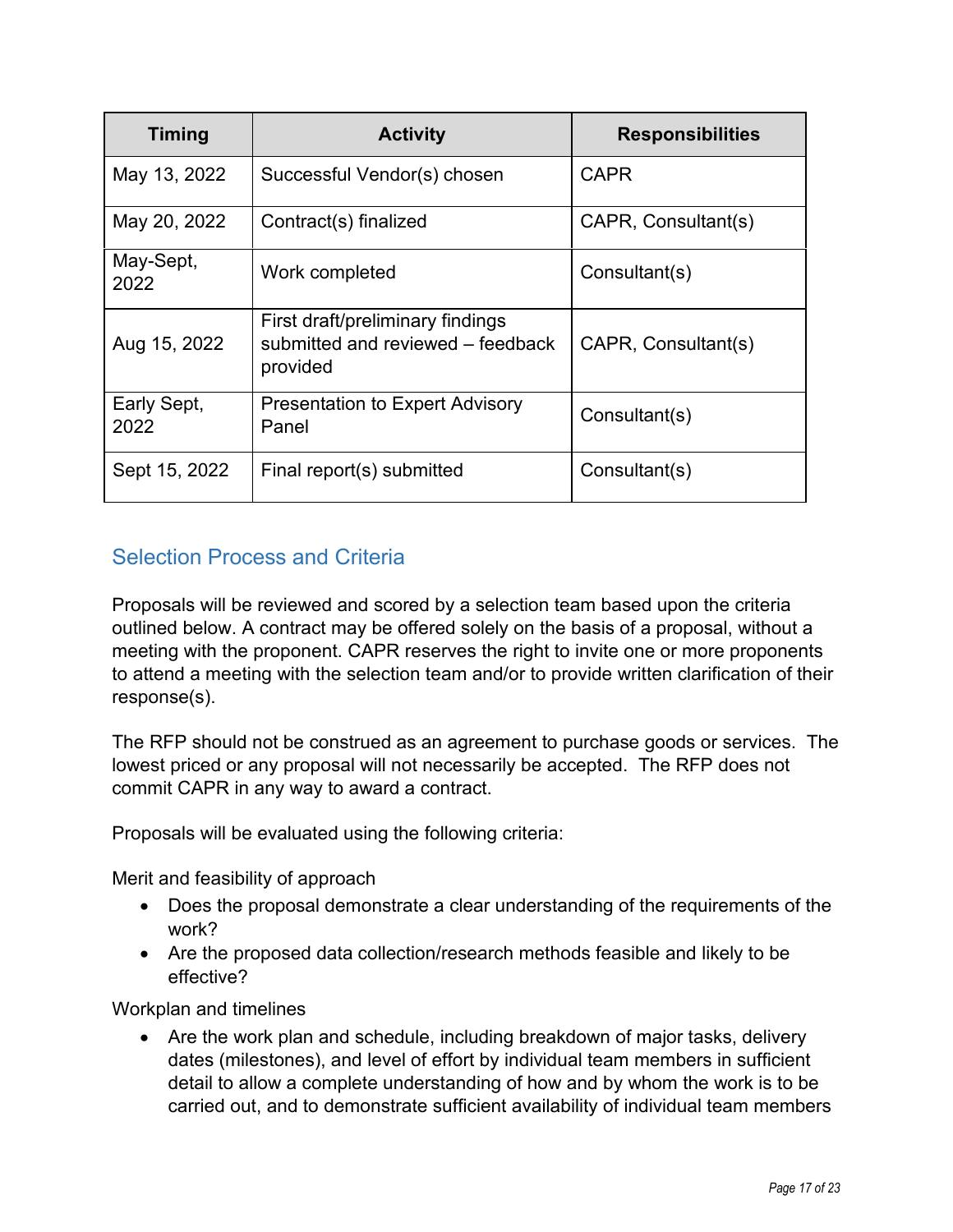| Timing | Activity | Responsibilities |
|---|---|---|
| May 13, 2022 | Successful Vendor(s) chosen | CAPR |
| May 20, 2022 | Contract(s) finalized | CAPR, Consultant(s) |
| May-Sept, 2022 | Work completed | Consultant(s) |
| Aug 15, 2022 | First draft/preliminary findings submitted and reviewed – feedback provided | CAPR, Consultant(s) |
| Early Sept, 2022 | Presentation to Expert Advisory Panel | Consultant(s) |
| Sept 15, 2022 | Final report(s) submitted | Consultant(s) |

## Selection Process and Criteria

Proposals will be reviewed and scored by a selection team based upon the criteria outlined below. A contract may be offered solely on the basis of a proposal, without a meeting with the proponent. CAPR reserves the right to invite one or more proponents to attend a meeting with the selection team and/or to provide written clarification of their response(s).

The RFP should not be construed as an agreement to purchase goods or services. The lowest priced or any proposal will not necessarily be accepted. The RFP does not commit CAPR in any way to award a contract.

Proposals will be evaluated using the following criteria:

Merit and feasibility of approach

- Does the proposal demonstrate a clear understanding of the requirements of the work?
- Are the proposed data collection/research methods feasible and likely to be effective?

Workplan and timelines

- Are the work plan and schedule, including breakdown of major tasks, delivery dates (milestones), and level of effort by individual team members in sufficient detail to allow a complete understanding of how and by whom the work is to be carried out, and to demonstrate sufficient availability of individual team members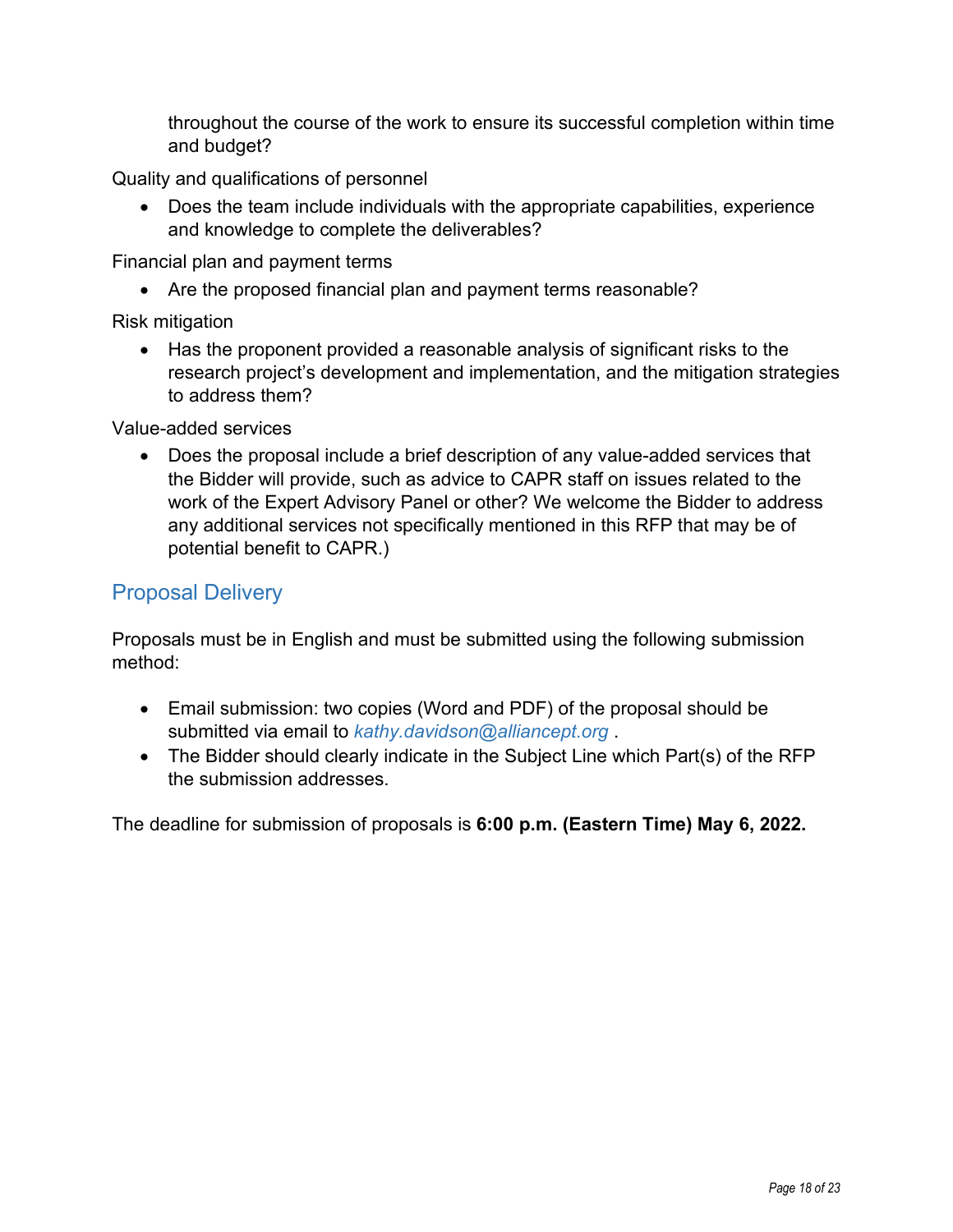throughout the course of the work to ensure its successful completion within time and budget?

Quality and qualifications of personnel

- Does the team include individuals with the appropriate capabilities, experience and knowledge to complete the deliverables?

Financial plan and payment terms

- Are the proposed financial plan and payment terms reasonable?

Risk mitigation

- Has the proponent provided a reasonable analysis of significant risks to the research project's development and implementation, and the mitigation strategies to address them?

Value-added services

- Does the proposal include a brief description of any value-added services that the Bidder will provide, such as advice to CAPR staff on issues related to the work of the Expert Advisory Panel or other? We welcome the Bidder to address any additional services not specifically mentioned in this RFP that may be of potential benefit to CAPR.)

## Proposal Delivery

Proposals must be in English and must be submitted using the following submission method:

- Email submission: two copies (Word and PDF) of the proposal should be submitted via email to *kathy.davidson@alliancept.org* .
- The Bidder should clearly indicate in the Subject Line which Part(s) of the RFP the submission addresses.

The deadline for submission of proposals is **6:00 p.m. (Eastern Time) May 6, 2022.**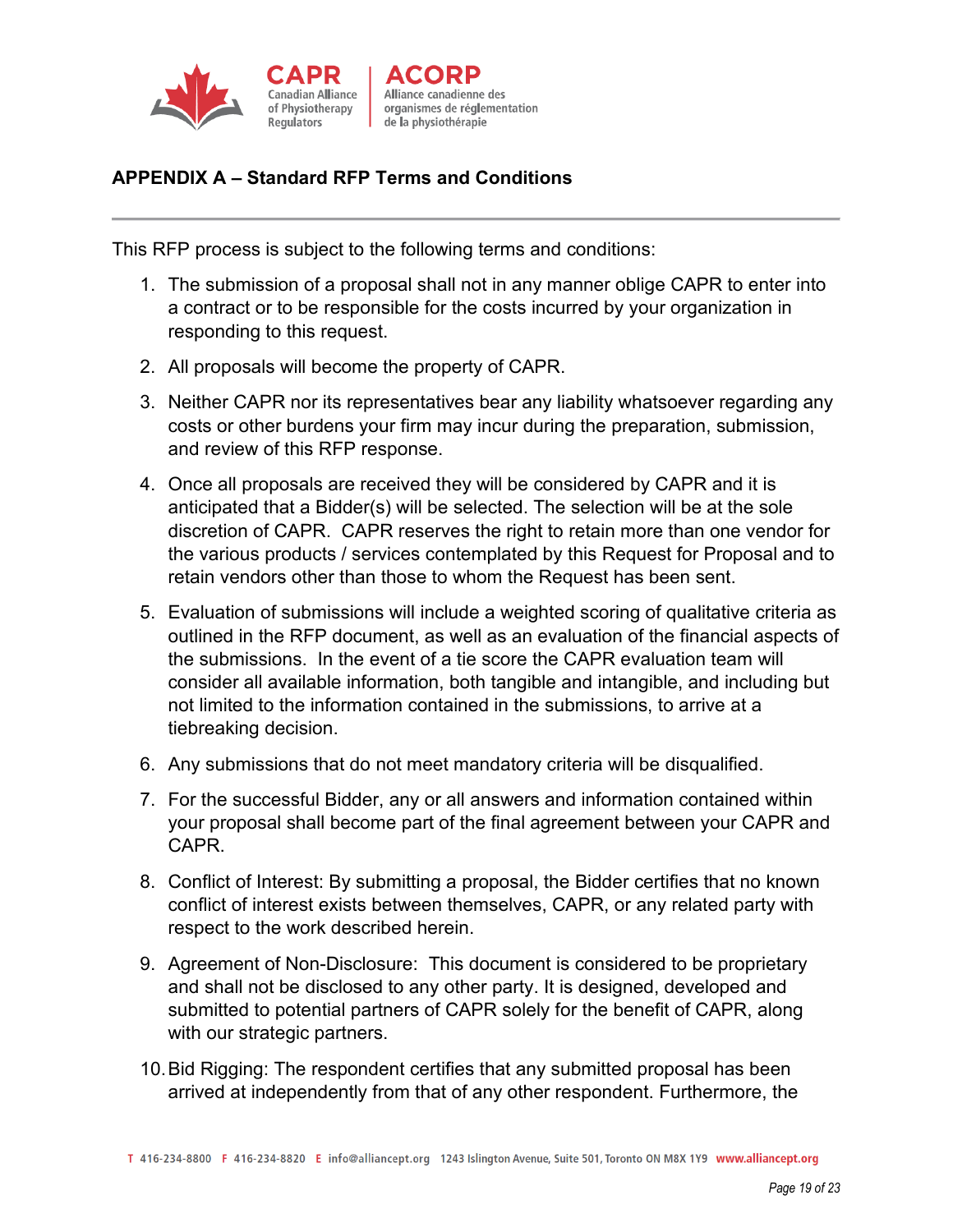## APPENDIX A – Standard RFP Terms and Conditions

This RFP process is subject to the following terms and conditions:

1. The submission of a proposal shall not in any manner oblige CAPR to enter into a contract or to be responsible for the costs incurred by your organization in responding to this request.
2. All proposals will become the property of CAPR.
3. Neither CAPR nor its representatives bear any liability whatsoever regarding any costs or other burdens your firm may incur during the preparation, submission, and review of this RFP response.
4. Once all proposals are received they will be considered by CAPR and it is anticipated that a Bidder(s) will be selected. The selection will be at the sole discretion of CAPR. CAPR reserves the right to retain more than one vendor for the various products / services contemplated by this Request for Proposal and to retain vendors other than those to whom the Request has been sent.
5. Evaluation of submissions will include a weighted scoring of qualitative criteria as outlined in the RFP document, as well as an evaluation of the financial aspects of the submissions. In the event of a tie score the CAPR evaluation team will consider all available information, both tangible and intangible, and including but not limited to the information contained in the submissions, to arrive at a tiebreaking decision.
6. Any submissions that do not meet mandatory criteria will be disqualified.
7. For the successful Bidder, any or all answers and information contained within your proposal shall become part of the final agreement between your CAPR and CAPR.
8. Conflict of Interest: By submitting a proposal, the Bidder certifies that no known conflict of interest exists between themselves, CAPR, or any related party with respect to the work described herein.
9. Agreement of Non-Disclosure: This document is considered to be proprietary and shall not be disclosed to any other party. It is designed, developed and submitted to potential partners of CAPR solely for the benefit of CAPR, along with our strategic partners.
10. Bid Rigging: The respondent certifies that any submitted proposal has been arrived at independently from that of any other respondent. Furthermore, the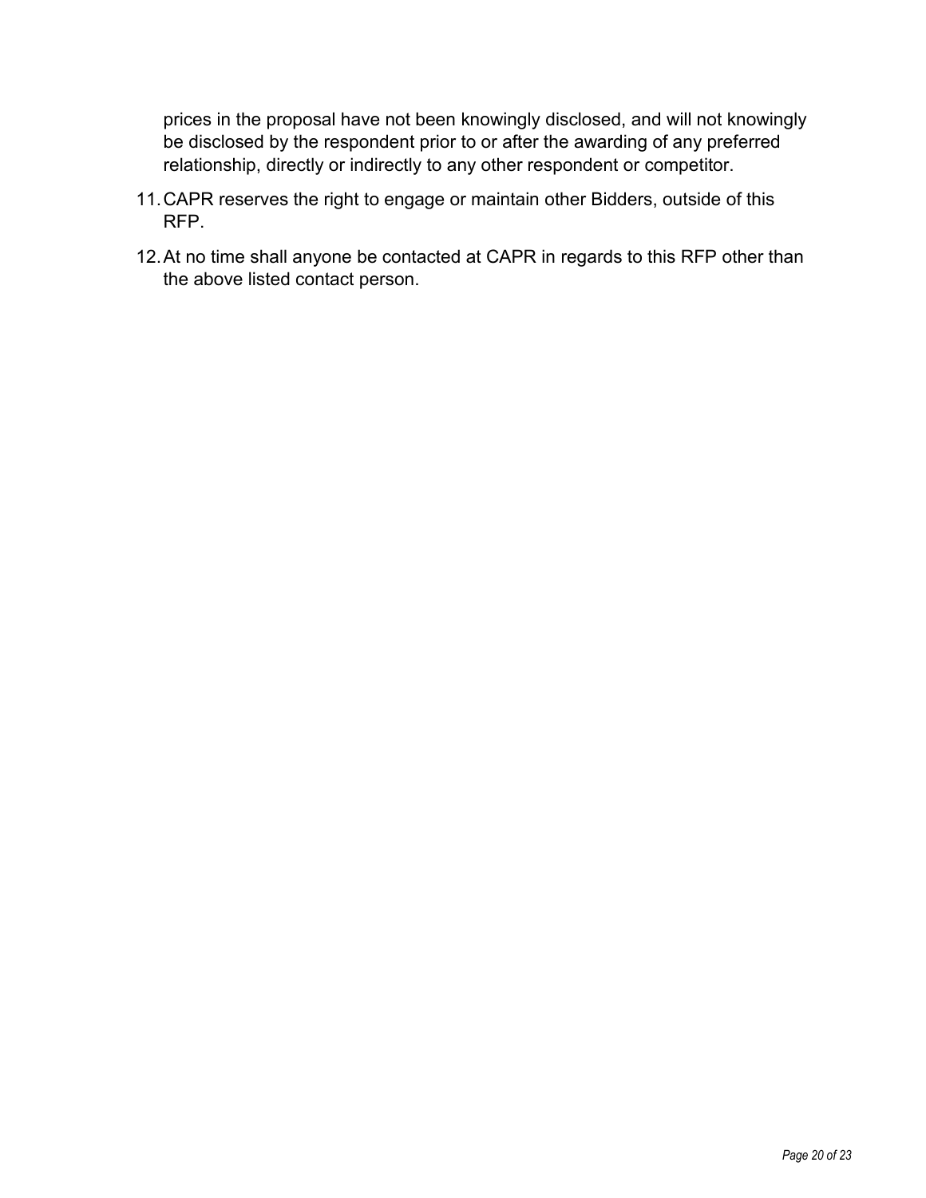prices in the proposal have not been knowingly disclosed, and will not knowingly be disclosed by the respondent prior to or after the awarding of any preferred relationship, directly or indirectly to any other respondent or competitor.

11. CAPR reserves the right to engage or maintain other Bidders, outside of this RFP.
12. At no time shall anyone be contacted at CAPR in regards to this RFP other than the above listed contact person.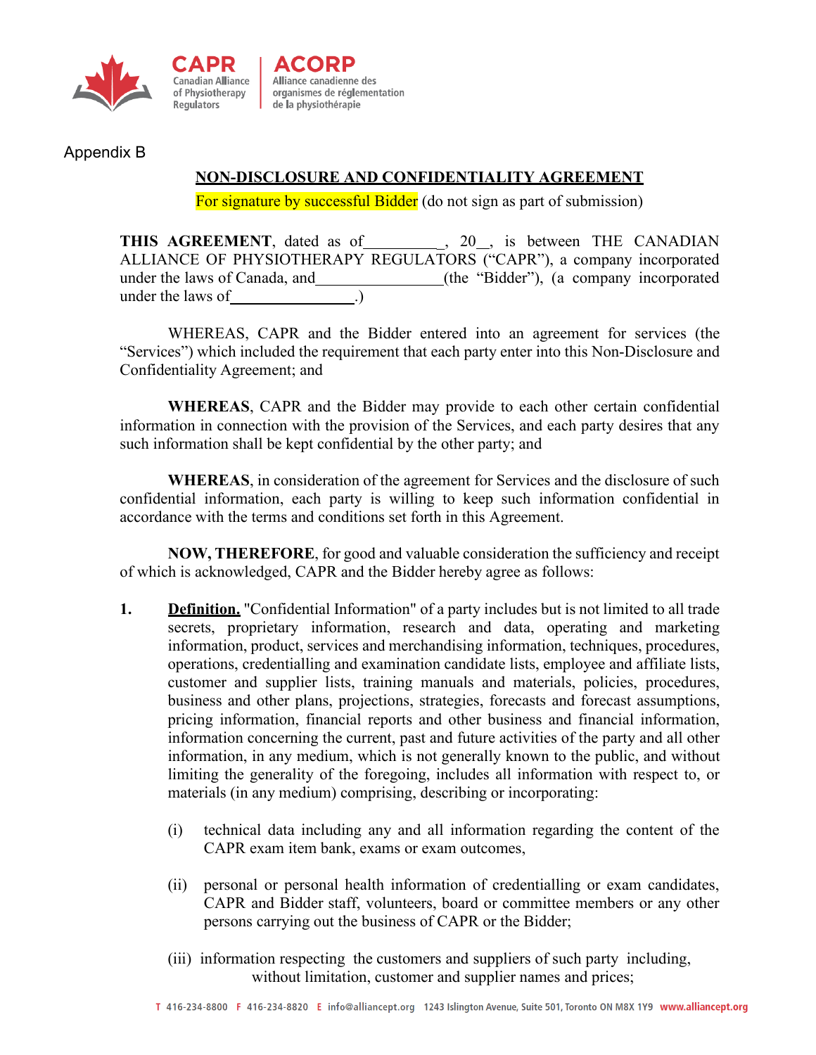Appendix B

## NON-DISCLOSURE AND CONFIDENTIALITY AGREEMENT

For signature by successful Bidder (do not sign as part of submission)

**THIS AGREEMENT**, dated as of__________, 20__, is between THE CANADIAN ALLIANCE OF PHYSIOTHERAPY REGULATORS ("CAPR"), a company incorporated under the laws of Canada, and________________(the "Bidder"), (a company incorporated under the laws of________________.)

WHEREAS, CAPR and the Bidder entered into an agreement for services (the "Services") which included the requirement that each party enter into this Non-Disclosure and Confidentiality Agreement; and

**WHEREAS**, CAPR and the Bidder may provide to each other certain confidential information in connection with the provision of the Services, and each party desires that any such information shall be kept confidential by the other party; and

**WHEREAS**, in consideration of the agreement for Services and the disclosure of such confidential information, each party is willing to keep such information confidential in accordance with the terms and conditions set forth in this Agreement.

**NOW, THEREFORE**, for good and valuable consideration the sufficiency and receipt of which is acknowledged, CAPR and the Bidder hereby agree as follows:

1. **Definition.** "Confidential Information" of a party includes but is not limited to all trade secrets, proprietary information, research and data, operating and marketing information, product, services and merchandising information, techniques, procedures, operations, credentialling and examination candidate lists, employee and affiliate lists, customer and supplier lists, training manuals and materials, policies, procedures, business and other plans, projections, strategies, forecasts and forecast assumptions, pricing information, financial reports and other business and financial information, information concerning the current, past and future activities of the party and all other information, in any medium, which is not generally known to the public, and without limiting the generality of the foregoing, includes all information with respect to, or materials (in any medium) comprising, describing or incorporating:

   (i) technical data including any and all information regarding the content of the CAPR exam item bank, exams or exam outcomes,

   (ii) personal or personal health information of credentialling or exam candidates, CAPR and Bidder staff, volunteers, board or committee members or any other persons carrying out the business of CAPR or the Bidder;

   (iii) information respecting the customers and suppliers of such party including, without limitation, customer and supplier names and prices;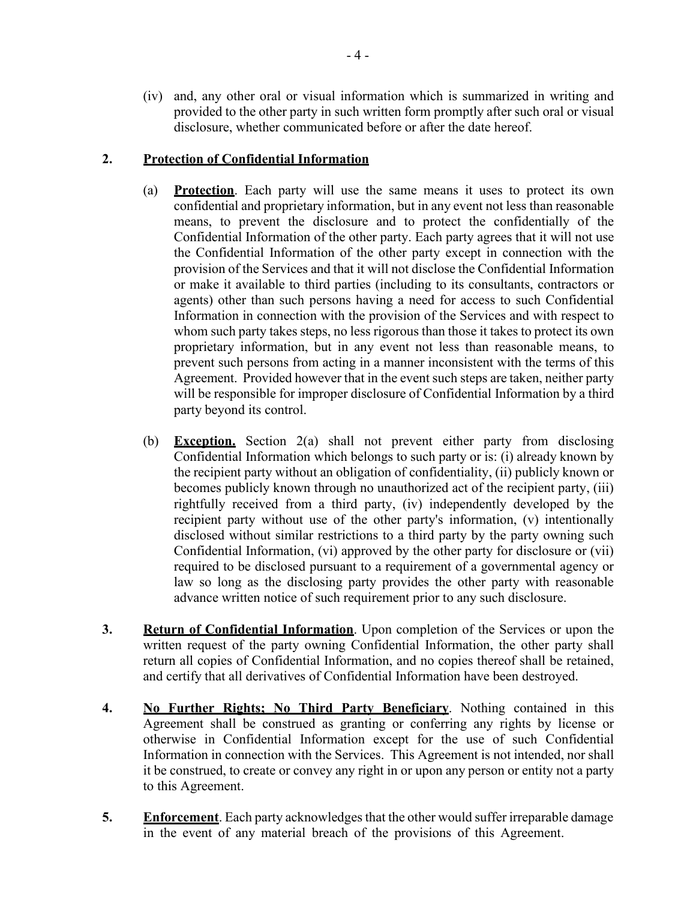(iv) and, any other oral or visual information which is summarized in writing and provided to the other party in such written form promptly after such oral or visual disclosure, whether communicated before or after the date hereof.

**2. <u>Protection of Confidential Information</u>**

(a) **<u>Protection</u>**. Each party will use the same means it uses to protect its own confidential and proprietary information, but in any event not less than reasonable means, to prevent the disclosure and to protect the confidentially of the Confidential Information of the other party. Each party agrees that it will not use the Confidential Information of the other party except in connection with the provision of the Services and that it will not disclose the Confidential Information or make it available to third parties (including to its consultants, contractors or agents) other than such persons having a need for access to such Confidential Information in connection with the provision of the Services and with respect to whom such party takes steps, no less rigorous than those it takes to protect its own proprietary information, but in any event not less than reasonable means, to prevent such persons from acting in a manner inconsistent with the terms of this Agreement. Provided however that in the event such steps are taken, neither party will be responsible for improper disclosure of Confidential Information by a third party beyond its control.

(b) **<u>Exception.</u>** Section 2(a) shall not prevent either party from disclosing Confidential Information which belongs to such party or is: (i) already known by the recipient party without an obligation of confidentiality, (ii) publicly known or becomes publicly known through no unauthorized act of the recipient party, (iii) rightfully received from a third party, (iv) independently developed by the recipient party without use of the other party's information, (v) intentionally disclosed without similar restrictions to a third party by the party owning such Confidential Information, (vi) approved by the other party for disclosure or (vii) required to be disclosed pursuant to a requirement of a governmental agency or law so long as the disclosing party provides the other party with reasonable advance written notice of such requirement prior to any such disclosure.

**3. <u>Return of Confidential Information</u>**. Upon completion of the Services or upon the written request of the party owning Confidential Information, the other party shall return all copies of Confidential Information, and no copies thereof shall be retained, and certify that all derivatives of Confidential Information have been destroyed.

**4. <u>No Further Rights; No Third Party Beneficiary</u>**. Nothing contained in this Agreement shall be construed as granting or conferring any rights by license or otherwise in Confidential Information except for the use of such Confidential Information in connection with the Services. This Agreement is not intended, nor shall it be construed, to create or convey any right in or upon any person or entity not a party to this Agreement.

**5. <u>Enforcement</u>**. Each party acknowledges that the other would suffer irreparable damage in the event of any material breach of the provisions of this Agreement.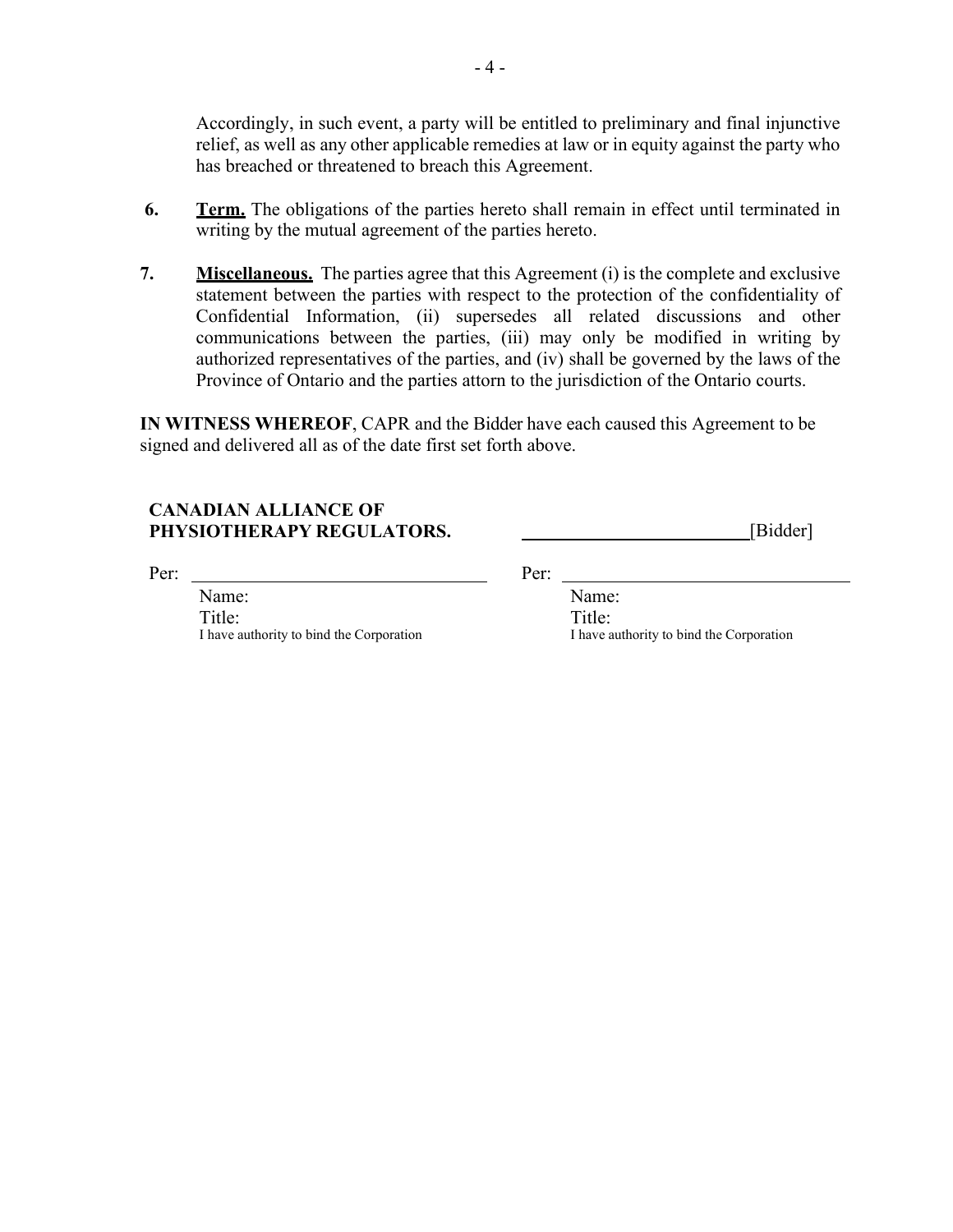Accordingly, in such event, a party will be entitled to preliminary and final injunctive relief, as well as any other applicable remedies at law or in equity against the party who has breached or threatened to breach this Agreement.

6. **Term.** The obligations of the parties hereto shall remain in effect until terminated in writing by the mutual agreement of the parties hereto.

7. **Miscellaneous.** The parties agree that this Agreement (i) is the complete and exclusive statement between the parties with respect to the protection of the confidentiality of Confidential Information, (ii) supersedes all related discussions and other communications between the parties, (iii) may only be modified in writing by authorized representatives of the parties, and (iv) shall be governed by the laws of the Province of Ontario and the parties attorn to the jurisdiction of the Ontario courts.

**IN WITNESS WHEREOF**, CAPR and the Bidder have each caused this Agreement to be signed and delivered all as of the date first set forth above.

**CANADIAN ALLIANCE OF PHYSIOTHERAPY REGULATORS.**

Per: ______________________________

Name:
Title:
I have authority to bind the Corporation

______________________ [Bidder]

Per: ______________________________

Name:
Title:
I have authority to bind the Corporation